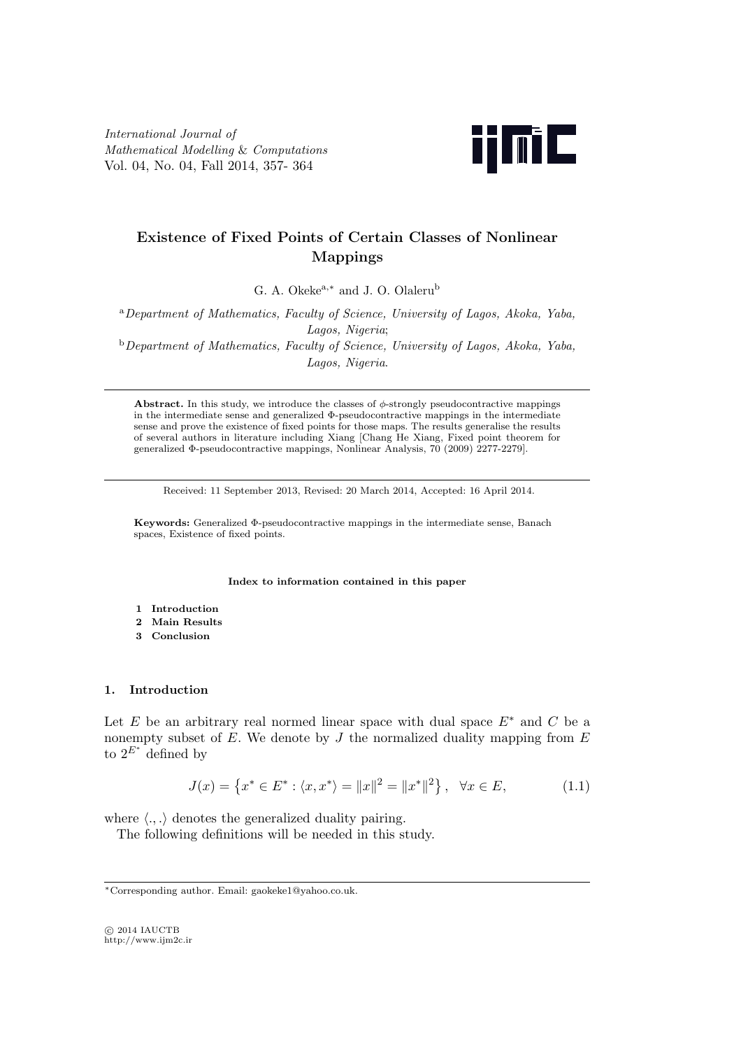# Existence of Fixed Points of Certain Classes of Nonlinear Mappings

G. A. Okeke[a,*] and J. O. Olaleru[b]

[a]*Department of Mathematics, Faculty of Science, University of Lagos, Akoka, Yaba, Lagos, Nigeria*;

[b]*Department of Mathematics, Faculty of Science, University of Lagos, Akoka, Yaba, Lagos, Nigeria*.

---

**Abstract.** In this study, we introduce the classes of $\phi$-strongly pseudocontractive mappings in the intermediate sense and generalized $\Phi$-pseudocontractive mappings in the intermediate sense and prove the existence of fixed points for those maps. The results generalise the results of several authors in literature including Xiang [Chang He Xiang, Fixed point theorem for generalized $\Phi$-pseudocontractive mappings, Nonlinear Analysis, 70 (2009) 2277-2279].

---

Received: 11 September 2013, Revised: 20 March 2014, Accepted: 16 April 2014.

**Keywords:** Generalized $\Phi$-pseudocontractive mappings in the intermediate sense, Banach spaces, Existence of fixed points.

**Index to information contained in this paper**

1. **Introduction**
2. **Main Results**
3. **Conclusion**

## 1. Introduction

Let $E$ be an arbitrary real normed linear space with dual space $E^*$ and $C$ be a nonempty subset of $E$. We denote by $J$ the normalized duality mapping from $E$ to $2^{E^*}$ defined by

$$J(x) = \left\{x^* \in E^* : \langle x, x^* \rangle = \|x\|^2 = \|x^*\|^2\right\}, \quad \forall x \in E, \tag{1.1}$$

where $\langle ., . \rangle$ denotes the generalized duality pairing.

The following definitions will be needed in this study.

---

*Corresponding author. Email: gaokeke1@yahoo.co.uk.

© 2014 IAUCTB
http://www.ijm2c.ir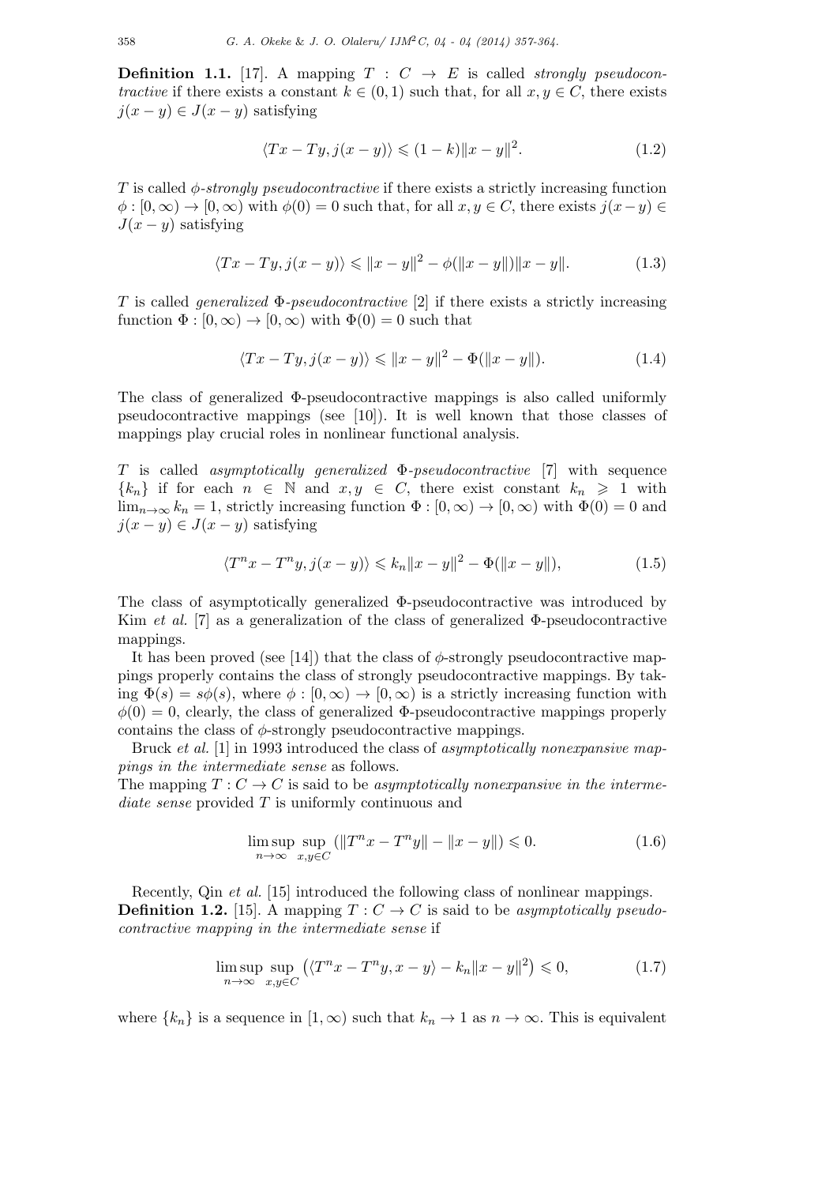**Definition 1.1.** [17]. A mapping $T : C \to E$ is called *strongly pseudocontractive* if there exists a constant $k \in (0, 1)$ such that, for all $x, y \in C$, there exists $j(x - y) \in J(x - y)$ satisfying

$$\langle Tx - Ty, j(x - y)\rangle \leqslant (1 - k)\|x - y\|^2. \tag{1.2}$$

$T$ is called *$\phi$-strongly pseudocontractive* if there exists a strictly increasing function $\phi : [0, \infty) \to [0, \infty)$ with $\phi(0) = 0$ such that, for all $x, y \in C$, there exists $j(x-y) \in J(x - y)$ satisfying

$$\langle Tx - Ty, j(x - y)\rangle \leqslant \|x - y\|^2 - \phi(\|x - y\|)\|x - y\|. \tag{1.3}$$

$T$ is called *generalized $\Phi$-pseudocontractive* [2] if there exists a strictly increasing function $\Phi : [0, \infty) \to [0, \infty)$ with $\Phi(0) = 0$ such that

$$\langle Tx - Ty, j(x - y)\rangle \leqslant \|x - y\|^2 - \Phi(\|x - y\|). \tag{1.4}$$

The class of generalized $\Phi$-pseudocontractive mappings is also called uniformly pseudocontractive mappings (see [10]). It is well known that those classes of mappings play crucial roles in nonlinear functional analysis.

$T$ is called *asymptotically generalized $\Phi$-pseudocontractive* [7] with sequence $\{k_n\}$ if for each $n \in \mathbb{N}$ and $x, y \in C$, there exist constant $k_n \geqslant 1$ with $\lim_{n\to\infty} k_n = 1$, strictly increasing function $\Phi : [0, \infty) \to [0, \infty)$ with $\Phi(0) = 0$ and $j(x - y) \in J(x - y)$ satisfying

$$\langle T^n x - T^n y, j(x - y)\rangle \leqslant k_n\|x - y\|^2 - \Phi(\|x - y\|), \tag{1.5}$$

The class of asymptotically generalized $\Phi$-pseudocontractive was introduced by Kim *et al.* [7] as a generalization of the class of generalized $\Phi$-pseudocontractive mappings.

It has been proved (see [14]) that the class of $\phi$-strongly pseudocontractive mappings properly contains the class of strongly pseudocontractive mappings. By taking $\Phi(s) = s\phi(s)$, where $\phi : [0, \infty) \to [0, \infty)$ is a strictly increasing function with $\phi(0) = 0$, clearly, the class of generalized $\Phi$-pseudocontractive mappings properly contains the class of $\phi$-strongly pseudocontractive mappings.

Bruck *et al.* [1] in 1993 introduced the class of *asymptotically nonexpansive mappings in the intermediate sense* as follows.
The mapping $T : C \to C$ is said to be *asymptotically nonexpansive in the intermediate sense* provided $T$ is uniformly continuous and

$$\limsup_{n\to\infty} \sup_{x,y\in C} (\|T^n x - T^n y\| - \|x - y\|) \leqslant 0. \tag{1.6}$$

Recently, Qin *et al.* [15] introduced the following class of nonlinear mappings.
**Definition 1.2.** [15]. A mapping $T : C \to C$ is said to be *asymptotically pseudocontractive mapping in the intermediate sense* if

$$\limsup_{n\to\infty} \sup_{x,y\in C} \left(\langle T^n x - T^n y, x - y\rangle - k_n\|x - y\|^2\right) \leqslant 0, \tag{1.7}$$

where $\{k_n\}$ is a sequence in $[1, \infty)$ such that $k_n \to 1$ as $n \to \infty$. This is equivalent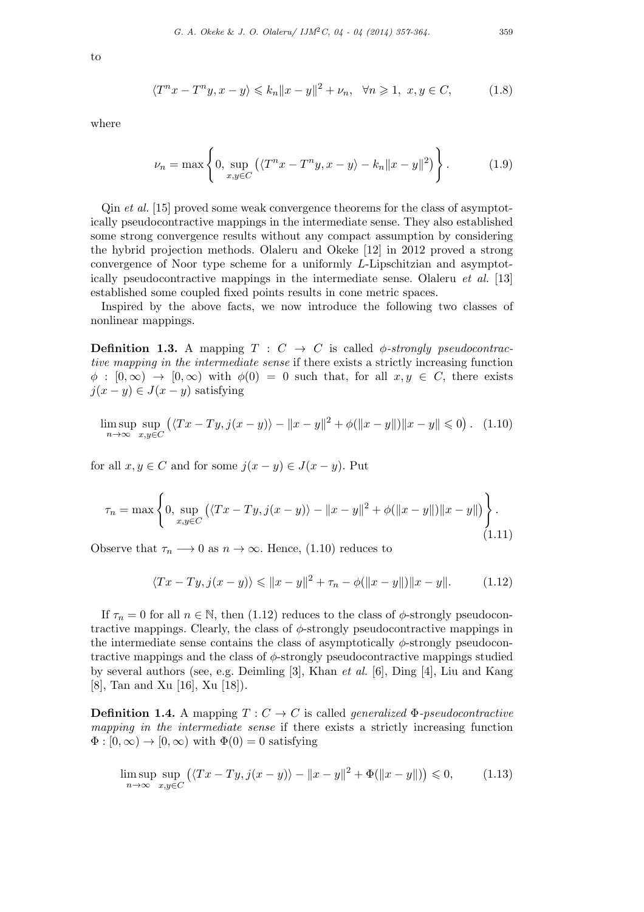to

$$\langle T^n x - T^n y, x - y \rangle \leqslant k_n \|x - y\|^2 + \nu_n, \quad \forall n \geqslant 1, \; x, y \in C, \tag{1.8}$$

where

$$\nu_n = \max \left\{ 0, \sup_{x,y \in C} \left( \langle T^n x - T^n y, x - y \rangle - k_n \|x - y\|^2 \right) \right\}. \tag{1.9}$$

Qin *et al.* [15] proved some weak convergence theorems for the class of asymptotically pseudocontractive mappings in the intermediate sense. They also established some strong convergence results without any compact assumption by considering the hybrid projection methods. Olaleru and Okeke [12] in 2012 proved a strong convergence of Noor type scheme for a uniformly $L$-Lipschitzian and asymptotically pseudocontractive mappings in the intermediate sense. Olaleru *et al.* [13] established some coupled fixed points results in cone metric spaces.

Inspired by the above facts, we now introduce the following two classes of nonlinear mappings.

**Definition 1.3.** A mapping $T : C \to C$ is called *$\phi$-strongly pseudocontractive mapping in the intermediate sense* if there exists a strictly increasing function $\phi : [0, \infty) \to [0, \infty)$ with $\phi(0) = 0$ such that, for all $x, y \in C$, there exists $j(x - y) \in J(x - y)$ satisfying

$$\limsup_{n \to \infty} \sup_{x,y \in C} \left( \langle Tx - Ty, j(x - y) \rangle - \|x - y\|^2 + \phi(\|x - y\|)\|x - y\| \leqslant 0 \right). \tag{1.10}$$

for all $x, y \in C$ and for some $j(x - y) \in J(x - y)$. Put

$$\tau_n = \max \left\{ 0, \sup_{x,y \in C} \left( \langle Tx - Ty, j(x - y) \rangle - \|x - y\|^2 + \phi(\|x - y\|)\|x - y\| \right) \right\}. \tag{1.11}$$

Observe that $\tau_n \longrightarrow 0$ as $n \to \infty$. Hence, (1.10) reduces to

$$\langle Tx - Ty, j(x - y) \rangle \leqslant \|x - y\|^2 + \tau_n - \phi(\|x - y\|)\|x - y\|. \tag{1.12}$$

If $\tau_n = 0$ for all $n \in \mathbb{N}$, then (1.12) reduces to the class of $\phi$-strongly pseudocontractive mappings. Clearly, the class of $\phi$-strongly pseudocontractive mappings in the intermediate sense contains the class of asymptotically $\phi$-strongly pseudocontractive mappings and the class of $\phi$-strongly pseudocontractive mappings studied by several authors (see, e.g. Deimling [3], Khan *et al.* [6], Ding [4], Liu and Kang [8], Tan and Xu [16], Xu [18]).

**Definition 1.4.** A mapping $T : C \to C$ is called *generalized $\Phi$-pseudocontractive mapping in the intermediate sense* if there exists a strictly increasing function $\Phi : [0, \infty) \to [0, \infty)$ with $\Phi(0) = 0$ satisfying

$$\limsup_{n \to \infty} \sup_{x,y \in C} \left( \langle Tx - Ty, j(x - y) \rangle - \|x - y\|^2 + \Phi(\|x - y\|) \right) \leqslant 0, \tag{1.13}$$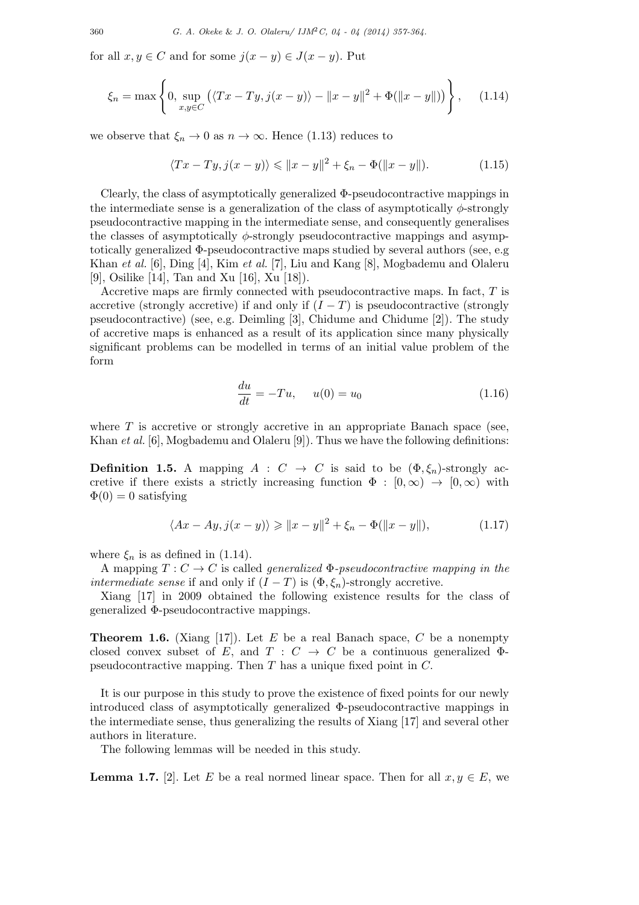for all $x, y \in C$ and for some $j(x-y) \in J(x-y)$. Put

$$\xi_n = \max\left\{0, \sup_{x,y\in C}\left(\langle Tx - Ty, j(x-y)\rangle - \|x-y\|^2 + \Phi(\|x-y\|)\right)\right\}, \qquad (1.14)$$

we observe that $\xi_n \to 0$ as $n \to \infty$. Hence (1.13) reduces to

$$\langle Tx - Ty, j(x-y)\rangle \leqslant \|x-y\|^2 + \xi_n - \Phi(\|x-y\|). \qquad (1.15)$$

Clearly, the class of asymptotically generalized $\Phi$-pseudocontractive mappings in the intermediate sense is a generalization of the class of asymptotically $\phi$-strongly pseudocontractive mapping in the intermediate sense, and consequently generalises the classes of asymptotically $\phi$-strongly pseudocontractive mappings and asymptotically generalized $\Phi$-pseudocontractive maps studied by several authors (see, e.g Khan *et al.* [6], Ding [4], Kim *et al.* [7], Liu and Kang [8], Mogbademu and Olaleru [9], Osilike [14], Tan and Xu [16], Xu [18]).

Accretive maps are firmly connected with pseudocontractive maps. In fact, $T$ is accretive (strongly accretive) if and only if $(I-T)$ is pseudocontractive (strongly pseudocontractive) (see, e.g. Deimling [3], Chidume and Chidume [2]). The study of accretive maps is enhanced as a result of its application since many physically significant problems can be modelled in terms of an initial value problem of the form

$$\frac{du}{dt} = -Tu, \qquad u(0) = u_0 \qquad (1.16)$$

where $T$ is accretive or strongly accretive in an appropriate Banach space (see, Khan *et al.* [6], Mogbademu and Olaleru [9]). Thus we have the following definitions:

**Definition 1.5.** A mapping $A : C \to C$ is said to be $(\Phi, \xi_n)$-strongly accretive if there exists a strictly increasing function $\Phi : [0,\infty) \to [0,\infty)$ with $\Phi(0) = 0$ satisfying

$$\langle Ax - Ay, j(x-y)\rangle \geqslant \|x-y\|^2 + \xi_n - \Phi(\|x-y\|), \qquad (1.17)$$

where $\xi_n$ is as defined in (1.14).

A mapping $T : C \to C$ is called *generalized $\Phi$-pseudocontractive mapping in the intermediate sense* if and only if $(I-T)$ is $(\Phi, \xi_n)$-strongly accretive.

Xiang [17] in 2009 obtained the following existence results for the class of generalized $\Phi$-pseudocontractive mappings.

**Theorem 1.6.** (Xiang [17]). Let $E$ be a real Banach space, $C$ be a nonempty closed convex subset of $E$, and $T : C \to C$ be a continuous generalized $\Phi$-pseudocontractive mapping. Then $T$ has a unique fixed point in $C$.

It is our purpose in this study to prove the existence of fixed points for our newly introduced class of asymptotically generalized $\Phi$-pseudocontractive mappings in the intermediate sense, thus generalizing the results of Xiang [17] and several other authors in literature.

The following lemmas will be needed in this study.

**Lemma 1.7.** [2]. Let $E$ be a real normed linear space. Then for all $x, y \in E$, we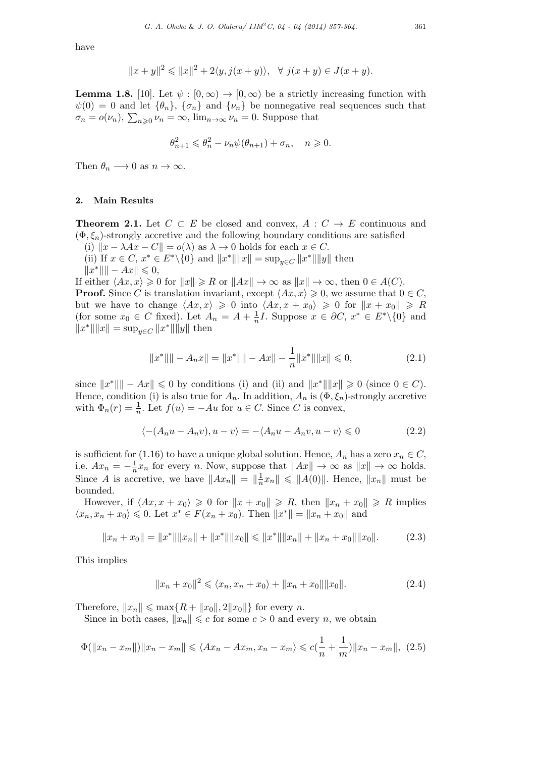have

$$\|x+y\|^2 \leqslant \|x\|^2 + 2\langle y, j(x+y)\rangle, \quad \forall\ j(x+y) \in J(x+y).$$

**Lemma 1.8.** [10]. Let $\psi : [0, \infty) \to [0, \infty)$ be a strictly increasing function with $\psi(0) = 0$ and let $\{\theta_n\}$, $\{\sigma_n\}$ and $\{\nu_n\}$ be nonnegative real sequences such that $\sigma_n = o(\nu_n)$, $\sum_{n\geqslant 0} \nu_n = \infty$, $\lim_{n\to\infty} \nu_n = 0$. Suppose that

$$\theta_{n+1}^2 \leqslant \theta_n^2 - \nu_n \psi(\theta_{n+1}) + \sigma_n, \quad n \geqslant 0.$$

Then $\theta_n \longrightarrow 0$ as $n \to \infty$.

## 2. Main Results

**Theorem 2.1.** Let $C \subset E$ be closed and convex, $A : C \to E$ continuous and $(\Phi, \xi_n)$-strongly accretive and the following boundary conditions are satisfied

(i) $\|x - \lambda Ax - C\| = o(\lambda)$ as $\lambda \to 0$ holds for each $x \in C$.

(ii) If $x \in C$, $x^* \in E^*\backslash\{0\}$ and $\|x^*\|\|x\| = \sup_{y\in C} \|x^*\|\|y\|$ then $\|x^*\|\| - Ax\| \leqslant 0$,

If either $\langle Ax, x\rangle \geqslant 0$ for $\|x\| \geqslant R$ or $\|Ax\| \to \infty$ as $\|x\| \to \infty$, then $0 \in A(C)$.

**Proof.** Since $C$ is translation invariant, except $\langle Ax, x\rangle \geqslant 0$, we assume that $0 \in C$, but we have to change $\langle Ax, x\rangle \geqslant 0$ into $\langle Ax, x + x_0\rangle \geqslant 0$ for $\|x + x_0\| \geqslant R$ (for some $x_0 \in C$ fixed). Let $A_n = A + \frac{1}{n}I$. Suppose $x \in \partial C$, $x^* \in E^*\backslash\{0\}$ and $\|x^*\|\|x\| = \sup_{y\in C} \|x^*\|\|y\|$ then

$$\|x^*\|\| - A_n x\| = \|x^*\|\| - Ax\| - \frac{1}{n}\|x^*\|\|x\| \leqslant 0, \tag{2.1}$$

since $\|x^*\|\| - Ax\| \leqslant 0$ by conditions (i) and (ii) and $\|x^*\|\|x\| \geqslant 0$ (since $0 \in C$). Hence, condition (i) is also true for $A_n$. In addition, $A_n$ is $(\Phi, \xi_n)$-strongly accretive with $\Phi_n(r) = \frac{1}{n}$. Let $f(u) = -Au$ for $u \in C$. Since $C$ is convex,

$$\langle -(A_n u - A_n v), u - v\rangle = -\langle A_n u - A_n v, u - v\rangle \leqslant 0 \tag{2.2}$$

is sufficient for (1.16) to have a unique global solution. Hence, $A_n$ has a zero $x_n \in C$, i.e. $Ax_n = -\frac{1}{n}x_n$ for every $n$. Now, suppose that $\|Ax\| \to \infty$ as $\|x\| \to \infty$ holds. Since $A$ is accretive, we have $\|Ax_n\| = \|\frac{1}{n}x_n\| \leqslant \|A(0)\|$. Hence, $\|x_n\|$ must be bounded.

However, if $\langle Ax, x + x_0\rangle \geqslant 0$ for $\|x + x_0\| \geqslant R$, then $\|x_n + x_0\| \geqslant R$ implies $\langle x_n, x_n + x_0\rangle \leqslant 0$. Let $x^* \in F(x_n + x_0)$. Then $\|x^*\| = \|x_n + x_0\|$ and

$$\|x_n + x_0\| = \|x^*\|\|x_n\| + \|x^*\|\|x_0\| \leqslant \|x^*\|\|x_n\| + \|x_n + x_0\|\|x_0\|. \tag{2.3}$$

This implies

$$\|x_n + x_0\|^2 \leqslant \langle x_n, x_n + x_0\rangle + \|x_n + x_0\|\|x_0\|. \tag{2.4}$$

Therefore, $\|x_n\| \leqslant \max\{R + \|x_0\|, 2\|x_0\|\}$ for every $n$.

Since in both cases, $\|x_n\| \leqslant c$ for some $c > 0$ and every $n$, we obtain

$$\Phi(\|x_n - x_m\|)\|x_n - x_m\| \leqslant \langle Ax_n - Ax_m, x_n - x_m\rangle \leqslant c(\frac{1}{n} + \frac{1}{m})\|x_n - x_m\|, \tag{2.5}$$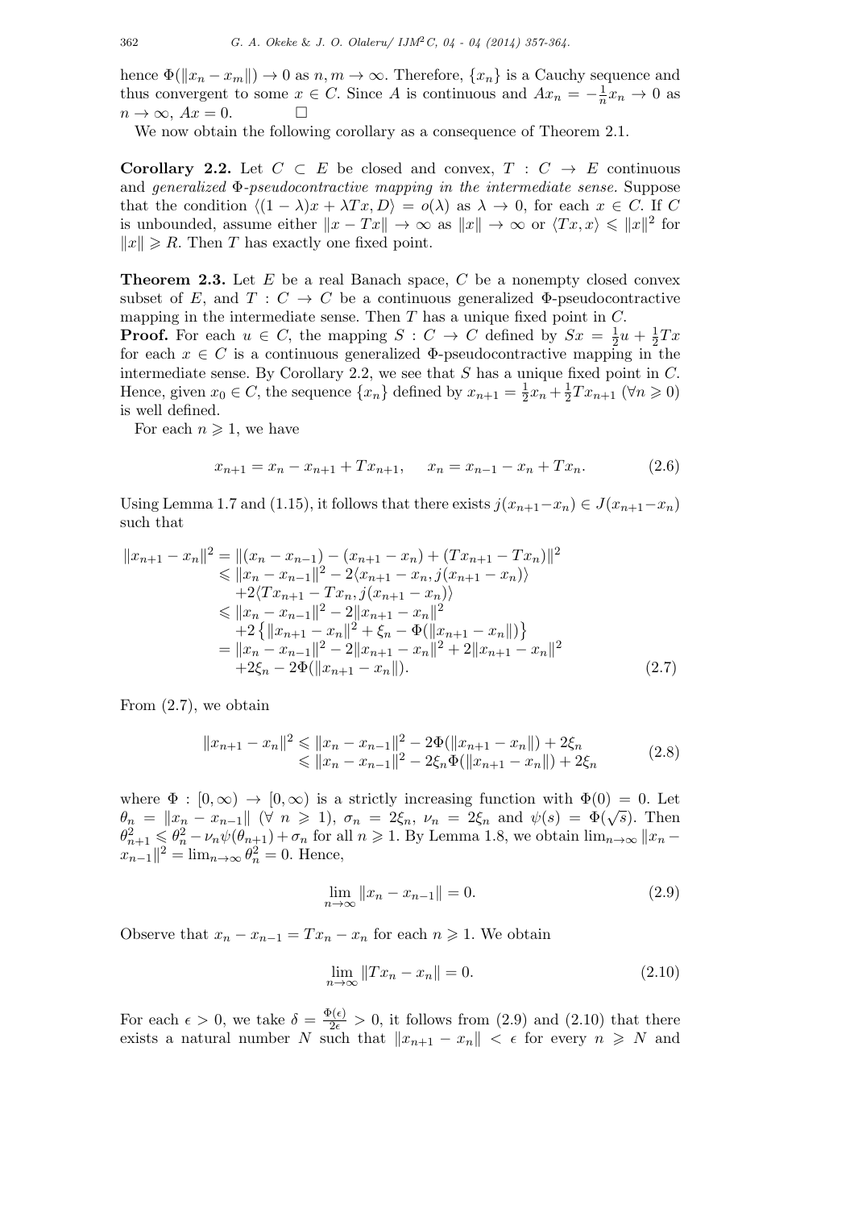hence $\Phi(\|x_n - x_m\|) \to 0$ as $n, m \to \infty$. Therefore, $\{x_n\}$ is a Cauchy sequence and thus convergent to some $x \in C$. Since $A$ is continuous and $Ax_n = -\frac{1}{n}x_n \to 0$ as $n \to \infty$, $Ax = 0$. $\square$

We now obtain the following corollary as a consequence of Theorem 2.1.

**Corollary 2.2.** Let $C \subset E$ be closed and convex, $T : C \to E$ continuous and *generalized* $\Phi$*-pseudocontractive mapping in the intermediate sense.* Suppose that the condition $\langle (1-\lambda)x + \lambda Tx, D\rangle = o(\lambda)$ as $\lambda \to 0$, for each $x \in C$. If $C$ is unbounded, assume either $\|x - Tx\| \to \infty$ as $\|x\| \to \infty$ or $\langle Tx, x\rangle \leqslant \|x\|^2$ for $\|x\| \geqslant R$. Then $T$ has exactly one fixed point.

**Theorem 2.3.** Let $E$ be a real Banach space, $C$ be a nonempty closed convex subset of $E$, and $T : C \to C$ be a continuous generalized $\Phi$-pseudocontractive mapping in the intermediate sense. Then $T$ has a unique fixed point in $C$.

**Proof.** For each $u \in C$, the mapping $S : C \to C$ defined by $Sx = \frac{1}{2}u + \frac{1}{2}Tx$ for each $x \in C$ is a continuous generalized $\Phi$-pseudocontractive mapping in the intermediate sense. By Corollary 2.2, we see that $S$ has a unique fixed point in $C$. Hence, given $x_0 \in C$, the sequence $\{x_n\}$ defined by $x_{n+1} = \frac{1}{2}x_n + \frac{1}{2}Tx_{n+1}$ ($\forall n \geqslant 0$) is well defined.

For each $n \geqslant 1$, we have

$$x_{n+1} = x_n - x_{n+1} + Tx_{n+1}, \qquad x_n = x_{n-1} - x_n + Tx_n. \tag{2.6}$$

Using Lemma 1.7 and (1.15), it follows that there exists $j(x_{n+1}-x_n) \in J(x_{n+1}-x_n)$ such that

$$\begin{aligned}
\|x_{n+1} - x_n\|^2 &= \|(x_n - x_{n-1}) - (x_{n+1} - x_n) + (Tx_{n+1} - Tx_n)\|^2 \\
&\leqslant \|x_n - x_{n-1}\|^2 - 2\langle x_{n+1} - x_n, j(x_{n+1} - x_n)\rangle \\
&\quad +2\langle Tx_{n+1} - Tx_n, j(x_{n+1} - x_n)\rangle \\
&\leqslant \|x_n - x_{n-1}\|^2 - 2\|x_{n+1} - x_n\|^2 \\
&\quad +2\left\{\|x_{n+1} - x_n\|^2 + \xi_n - \Phi(\|x_{n+1} - x_n\|)\right\} \\
&= \|x_n - x_{n-1}\|^2 - 2\|x_{n+1} - x_n\|^2 + 2\|x_{n+1} - x_n\|^2 \\
&\quad +2\xi_n - 2\Phi(\|x_{n+1} - x_n\|).
\end{aligned} \tag{2.7}$$

From (2.7), we obtain

$$\begin{aligned}
\|x_{n+1} - x_n\|^2 &\leqslant \|x_n - x_{n-1}\|^2 - 2\Phi(\|x_{n+1} - x_n\|) + 2\xi_n \\
&\leqslant \|x_n - x_{n-1}\|^2 - 2\xi_n\Phi(\|x_{n+1} - x_n\|) + 2\xi_n
\end{aligned} \tag{2.8}$$

where $\Phi : [0, \infty) \to [0, \infty)$ is a strictly increasing function with $\Phi(0) = 0$. Let $\theta_n = \|x_n - x_{n-1}\|$ ($\forall\ n \geqslant 1$), $\sigma_n = 2\xi_n$, $\nu_n = 2\xi_n$ and $\psi(s) = \Phi(\sqrt{s})$. Then $\theta_{n+1}^2 \leqslant \theta_n^2 - \nu_n\psi(\theta_{n+1}) + \sigma_n$ for all $n \geqslant 1$. By Lemma 1.8, we obtain $\lim_{n\to\infty} \|x_n - x_{n-1}\|^2 = \lim_{n\to\infty} \theta_n^2 = 0$. Hence,

$$\lim_{n\to\infty} \|x_n - x_{n-1}\| = 0. \tag{2.9}$$

Observe that $x_n - x_{n-1} = Tx_n - x_n$ for each $n \geqslant 1$. We obtain

$$\lim_{n\to\infty} \|Tx_n - x_n\| = 0. \tag{2.10}$$

For each $\epsilon > 0$, we take $\delta = \frac{\Phi(\epsilon)}{2\epsilon} > 0$, it follows from (2.9) and (2.10) that there exists a natural number $N$ such that $\|x_{n+1} - x_n\| < \epsilon$ for every $n \geqslant N$ and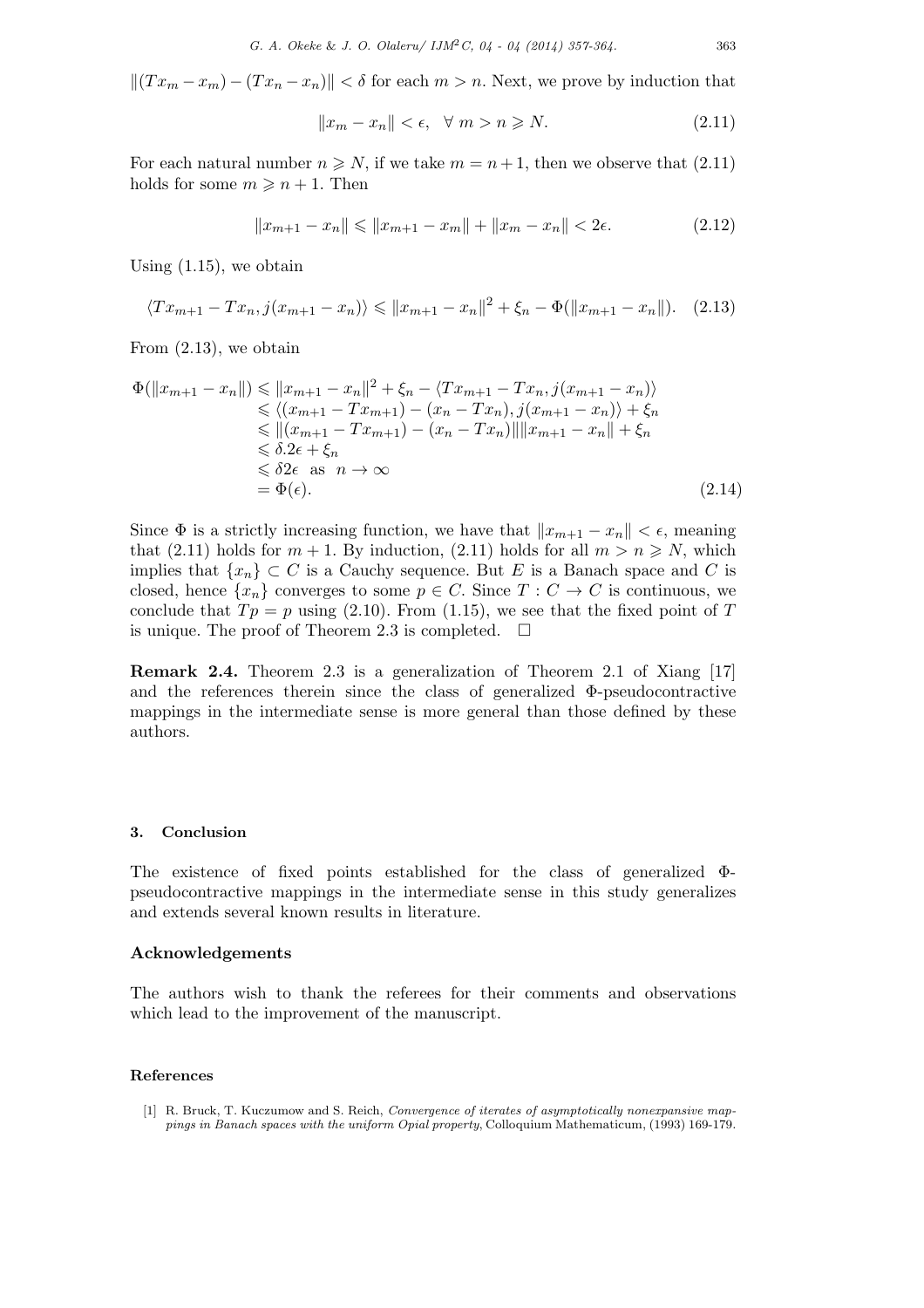$\|(Tx_m - x_m) - (Tx_n - x_n)\| < \delta$ for each $m > n$. Next, we prove by induction that

$$\|x_m - x_n\| < \epsilon, \quad \forall \ m > n \geqslant N. \tag{2.11}$$

For each natural number $n \geqslant N$, if we take $m = n + 1$, then we observe that (2.11) holds for some $m \geqslant n + 1$. Then

$$\|x_{m+1} - x_n\| \leqslant \|x_{m+1} - x_m\| + \|x_m - x_n\| < 2\epsilon. \tag{2.12}$$

Using (1.15), we obtain

$$\langle Tx_{m+1} - Tx_n, j(x_{m+1} - x_n)\rangle \leqslant \|x_{m+1} - x_n\|^2 + \xi_n - \Phi(\|x_{m+1} - x_n\|). \tag{2.13}$$

From (2.13), we obtain

$$\begin{aligned}
\Phi(\|x_{m+1} - x_n\|) &\leqslant \|x_{m+1} - x_n\|^2 + \xi_n - \langle Tx_{m+1} - Tx_n, j(x_{m+1} - x_n)\rangle \\
&\leqslant \langle (x_{m+1} - Tx_{m+1}) - (x_n - Tx_n), j(x_{m+1} - x_n)\rangle + \xi_n \\
&\leqslant \|(x_{m+1} - Tx_{m+1}) - (x_n - Tx_n)\|\|x_{m+1} - x_n\| + \xi_n \\
&\leqslant \delta.2\epsilon + \xi_n \\
&\leqslant \delta 2\epsilon \ \text{ as } \ n \to \infty \\
&= \Phi(\epsilon).
\end{aligned} \tag{2.14}$$

Since $\Phi$ is a strictly increasing function, we have that $\|x_{m+1} - x_n\| < \epsilon$, meaning that (2.11) holds for $m + 1$. By induction, (2.11) holds for all $m > n \geqslant N$, which implies that $\{x_n\} \subset C$ is a Cauchy sequence. But $E$ is a Banach space and $C$ is closed, hence $\{x_n\}$ converges to some $p \in C$. Since $T : C \to C$ is continuous, we conclude that $Tp = p$ using (2.10). From (1.15), we see that the fixed point of $T$ is unique. The proof of Theorem 2.3 is completed. $\square$

**Remark 2.4.** Theorem 2.3 is a generalization of Theorem 2.1 of Xiang [17] and the references therein since the class of generalized $\Phi$-pseudocontractive mappings in the intermediate sense is more general than those defined by these authors.

## 3. Conclusion

The existence of fixed points established for the class of generalized $\Phi$-pseudocontractive mappings in the intermediate sense in this study generalizes and extends several known results in literature.

### Acknowledgements

The authors wish to thank the referees for their comments and observations which lead to the improvement of the manuscript.

### References

[1] R. Bruck, T. Kuczumow and S. Reich, *Convergence of iterates of asymptotically nonexpansive mappings in Banach spaces with the uniform Opial property*, Colloquium Mathematicum, (1993) 169-179.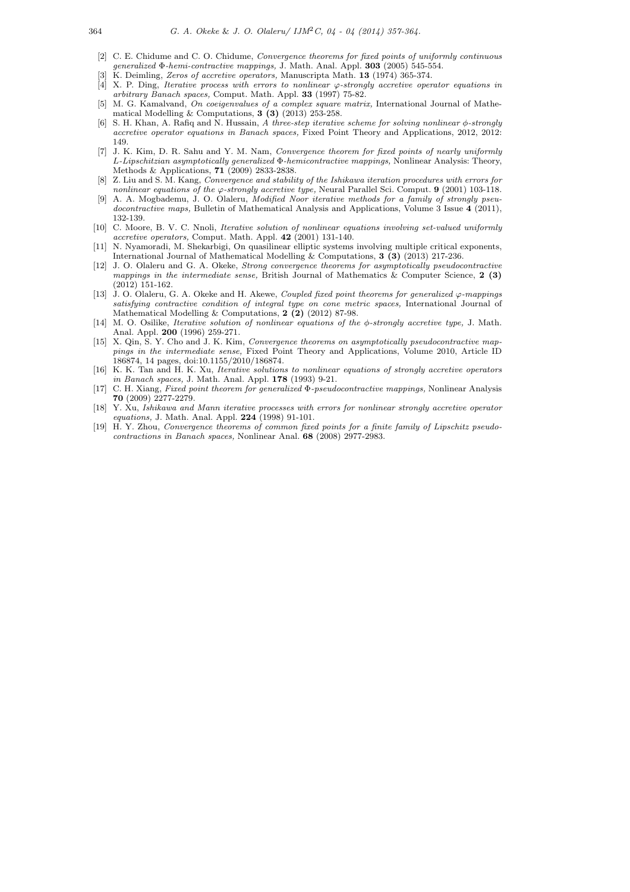[2] C. E. Chidume and C. O. Chidume, *Convergence theorems for fixed points of uniformly continuous generalized $\Phi$-hemi-contractive mappings,* J. Math. Anal. Appl. **303** (2005) 545-554.

[3] K. Deimling, *Zeros of accretive operators,* Manuscripta Math. **13** (1974) 365-374.

[4] X. P. Ding, *Iterative process with errors to nonlinear $\varphi$-strongly accretive operator equations in arbitrary Banach spaces,* Comput. Math. Appl. **33** (1997) 75-82.

[5] M. G. Kamalvand, *On coeigenvalues of a complex square matrix,* International Journal of Mathematical Modelling & Computations, **3 (3)** (2013) 253-258.

[6] S. H. Khan, A. Rafiq and N. Hussain, *A three-step iterative scheme for solving nonlinear $\phi$-strongly accretive operator equations in Banach spaces,* Fixed Point Theory and Applications, 2012, 2012: 149.

[7] J. K. Kim, D. R. Sahu and Y. M. Nam, *Convergence theorem for fixed points of nearly uniformly L-Lipschitzian asymptotically generalized $\Phi$-hemicontractive mappings,* Nonlinear Analysis: Theory, Methods & Applications, **71** (2009) 2833-2838.

[8] Z. Liu and S. M. Kang, *Convergence and stability of the Ishikawa iteration procedures with errors for nonlinear equations of the $\varphi$-strongly accretive type,* Neural Parallel Sci. Comput. **9** (2001) 103-118.

[9] A. A. Mogbademu, J. O. Olaleru, *Modified Noor iterative methods for a family of strongly pseudocontractive maps,* Bulletin of Mathematical Analysis and Applications, Volume 3 Issue **4** (2011), 132-139.

[10] C. Moore, B. V. C. Nnoli, *Iterative solution of nonlinear equations involving set-valued uniformly accretive operators,* Comput. Math. Appl. **42** (2001) 131-140.

[11] N. Nyamoradi, M. Shekarbigi, On quasilinear elliptic systems involving multiple critical exponents, International Journal of Mathematical Modelling & Computations, **3 (3)** (2013) 217-236.

[12] J. O. Olaleru and G. A. Okeke, *Strong convergence theorems for asymptotically pseudocontractive mappings in the intermediate sense,* British Journal of Mathematics & Computer Science, **2 (3)** (2012) 151-162.

[13] J. O. Olaleru, G. A. Okeke and H. Akewe, *Coupled fixed point theorems for generalized $\varphi$-mappings satisfying contractive condition of integral type on cone metric spaces,* International Journal of Mathematical Modelling & Computations, **2 (2)** (2012) 87-98.

[14] M. O. Osilike, *Iterative solution of nonlinear equations of the $\phi$-strongly accretive type,* J. Math. Anal. Appl. **200** (1996) 259-271.

[15] X. Qin, S. Y. Cho and J. K. Kim, *Convergence theorems on asymptotically pseudocontractive mappings in the intermediate sense,* Fixed Point Theory and Applications, Volume 2010, Article ID 186874, 14 pages, doi:10.1155/2010/186874.

[16] K. K. Tan and H. K. Xu, *Iterative solutions to nonlinear equations of strongly accretive operators in Banach spaces,* J. Math. Anal. Appl. **178** (1993) 9-21.

[17] C. H. Xiang, *Fixed point theorem for generalized $\Phi$-pseudocontractive mappings,* Nonlinear Analysis **70** (2009) 2277-2279.

[18] Y. Xu, *Ishikawa and Mann iterative processes with errors for nonlinear strongly accretive operator equations,* J. Math. Anal. Appl. **224** (1998) 91-101.

[19] H. Y. Zhou, *Convergence theorems of common fixed points for a finite family of Lipschitz pseudocontractions in Banach spaces,* Nonlinear Anal. **68** (2008) 2977-2983.